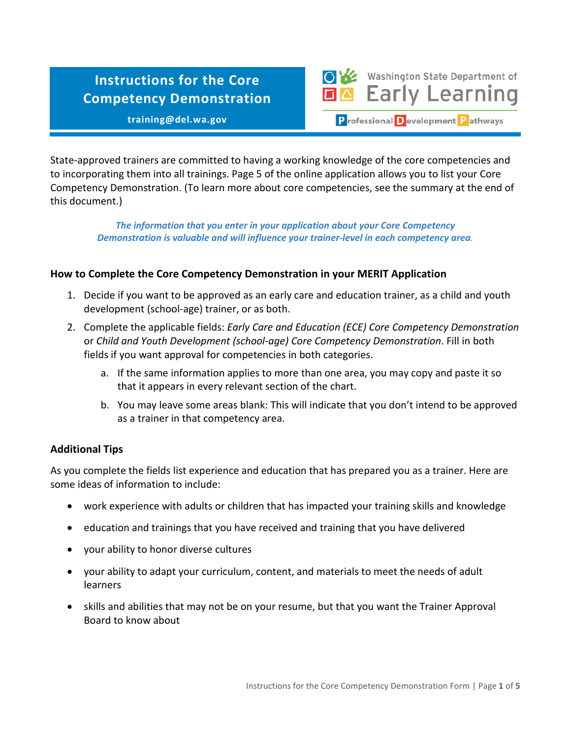# Instructions for the Core Competency Demonstration

**training@del.wa.gov**

Washington State Department of Early Learning

Professional Development Pathways

State-approved trainers are committed to having a working knowledge of the core competencies and to incorporating them into all trainings. Page 5 of the online application allows you to list your Core Competency Demonstration. (To learn more about core competencies, see the summary at the end of this document.)

***The information that you enter in your application about your Core Competency Demonstration is valuable and will influence your trainer-level in each competency area.***

## How to Complete the Core Competency Demonstration in your MERIT Application

1. Decide if you want to be approved as an early care and education trainer, as a child and youth development (school-age) trainer, or as both.
2. Complete the applicable fields: *Early Care and Education (ECE) Core Competency Demonstration* or *Child and Youth Development (school-age) Core Competency Demonstration*. Fill in both fields if you want approval for competencies in both categories.
   a. If the same information applies to more than one area, you may copy and paste it so that it appears in every relevant section of the chart.
   b. You may leave some areas blank: This will indicate that you don't intend to be approved as a trainer in that competency area.

## Additional Tips

As you complete the fields list experience and education that has prepared you as a trainer. Here are some ideas of information to include:

- work experience with adults or children that has impacted your training skills and knowledge
- education and trainings that you have received and training that you have delivered
- your ability to honor diverse cultures
- your ability to adapt your curriculum, content, and materials to meet the needs of adult learners
- skills and abilities that may not be on your resume, but that you want the Trainer Approval Board to know about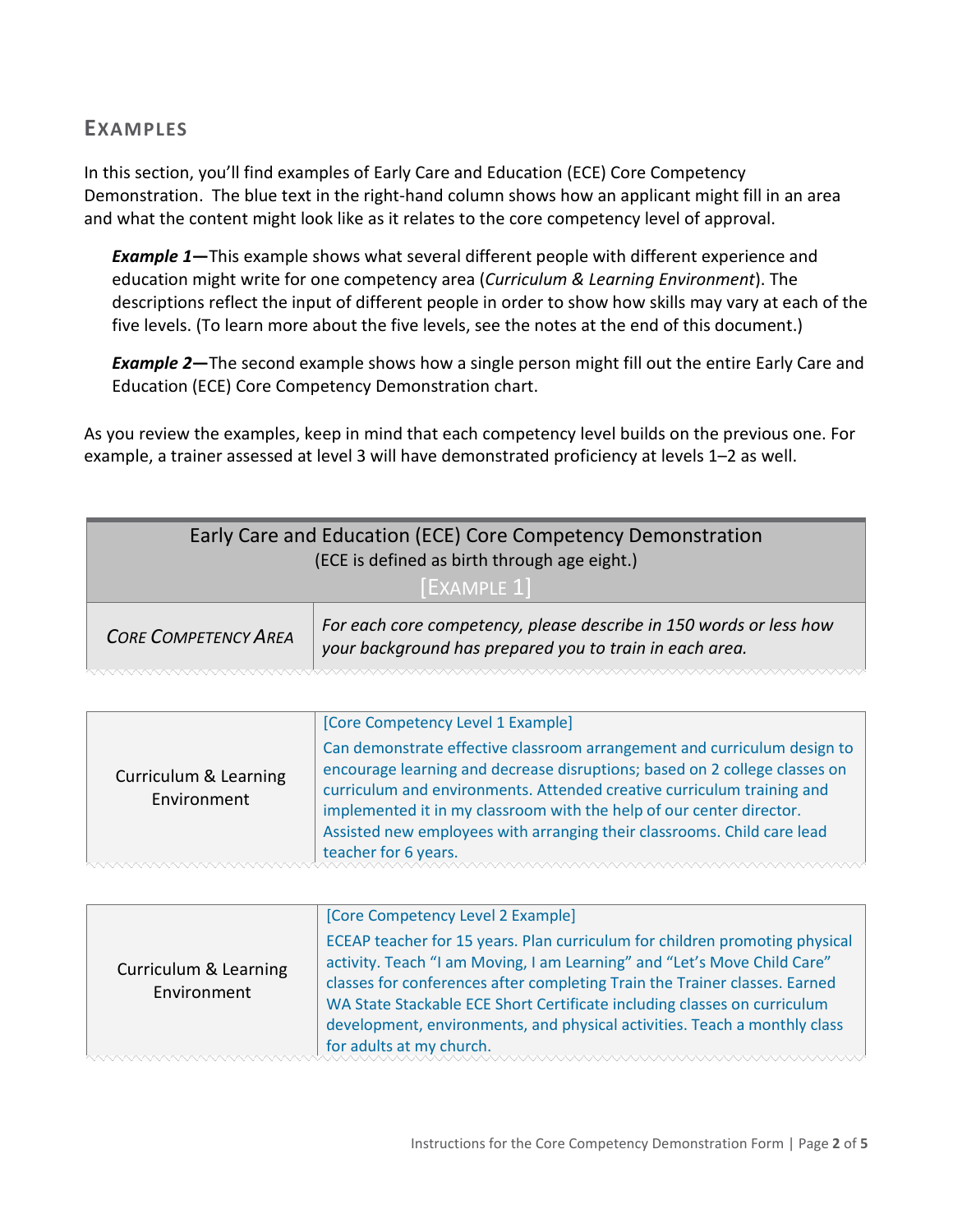## EXAMPLES

In this section, you'll find examples of Early Care and Education (ECE) Core Competency Demonstration. The blue text in the right-hand column shows how an applicant might fill in an area and what the content might look like as it relates to the core competency level of approval.

> ***Example 1—***This example shows what several different people with different experience and education might write for one competency area (*Curriculum & Learning Environment*). The descriptions reflect the input of different people in order to show how skills may vary at each of the five levels. (To learn more about the five levels, see the notes at the end of this document.)
>
> ***Example 2—***The second example shows how a single person might fill out the entire Early Care and Education (ECE) Core Competency Demonstration chart.

As you review the examples, keep in mind that each competency level builds on the previous one. For example, a trainer assessed at level 3 will have demonstrated proficiency at levels 1–2 as well.

| Early Care and Education (ECE) Core Competency Demonstration<br>(ECE is defined as birth through age eight.)<br>[EXAMPLE 1] | |
|---|---|
| *CORE COMPETENCY AREA* | *For each core competency, please describe in 150 words or less how your background has prepared you to train in each area.* |
| Curriculum & Learning Environment | [Core Competency Level 1 Example]<br>Can demonstrate effective classroom arrangement and curriculum design to encourage learning and decrease disruptions; based on 2 college classes on curriculum and environments. Attended creative curriculum training and implemented it in my classroom with the help of our center director. Assisted new employees with arranging their classrooms. Child care lead teacher for 6 years. |
| Curriculum & Learning Environment | [Core Competency Level 2 Example]<br>ECEAP teacher for 15 years. Plan curriculum for children promoting physical activity. Teach "I am Moving, I am Learning" and "Let's Move Child Care" classes for conferences after completing Train the Trainer classes. Earned WA State Stackable ECE Short Certificate including classes on curriculum development, environments, and physical activities. Teach a monthly class for adults at my church. |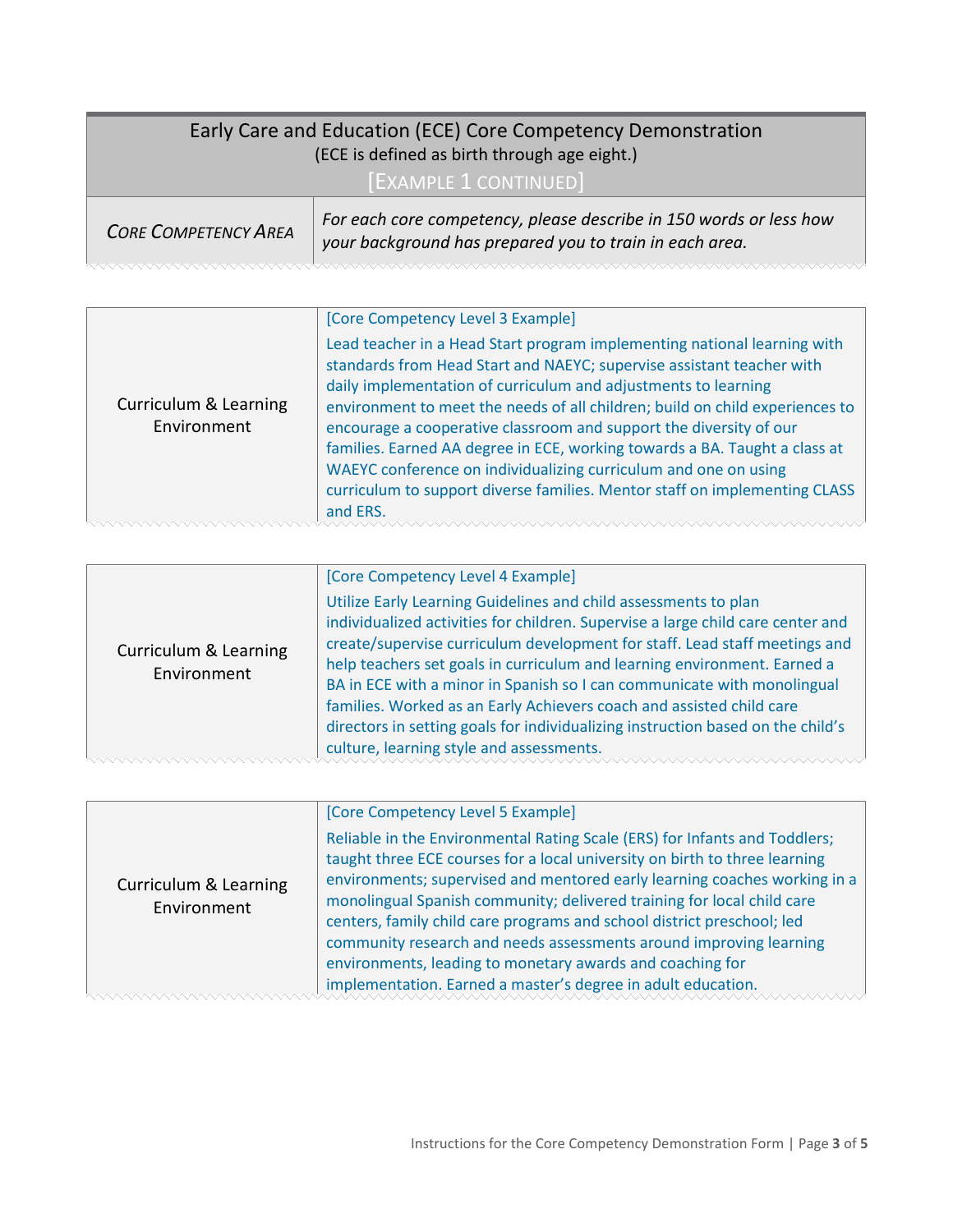| Early Care and Education (ECE) Core Competency Demonstration (ECE is defined as birth through age eight.) [EXAMPLE 1 CONTINUED] | |
|---|---|
| *CORE COMPETENCY AREA* | *For each core competency, please describe in 150 words or less how your background has prepared you to train in each area.* |

| | |
|---|---|
| Curriculum & Learning Environment | [Core Competency Level 3 Example] Lead teacher in a Head Start program implementing national learning with standards from Head Start and NAEYC; supervise assistant teacher with daily implementation of curriculum and adjustments to learning environment to meet the needs of all children; build on child experiences to encourage a cooperative classroom and support the diversity of our families. Earned AA degree in ECE, working towards a BA. Taught a class at WAEYC conference on individualizing curriculum and one on using curriculum to support diverse families. Mentor staff on implementing CLASS and ERS. |

| | |
|---|---|
| Curriculum & Learning Environment | [Core Competency Level 4 Example] Utilize Early Learning Guidelines and child assessments to plan individualized activities for children. Supervise a large child care center and create/supervise curriculum development for staff. Lead staff meetings and help teachers set goals in curriculum and learning environment. Earned a BA in ECE with a minor in Spanish so I can communicate with monolingual families. Worked as an Early Achievers coach and assisted child care directors in setting goals for individualizing instruction based on the child's culture, learning style and assessments. |

| | |
|---|---|
| Curriculum & Learning Environment | [Core Competency Level 5 Example] Reliable in the Environmental Rating Scale (ERS) for Infants and Toddlers; taught three ECE courses for a local university on birth to three learning environments; supervised and mentored early learning coaches working in a monolingual Spanish community; delivered training for local child care centers, family child care programs and school district preschool; led community research and needs assessments around improving learning environments, leading to monetary awards and coaching for implementation. Earned a master's degree in adult education. |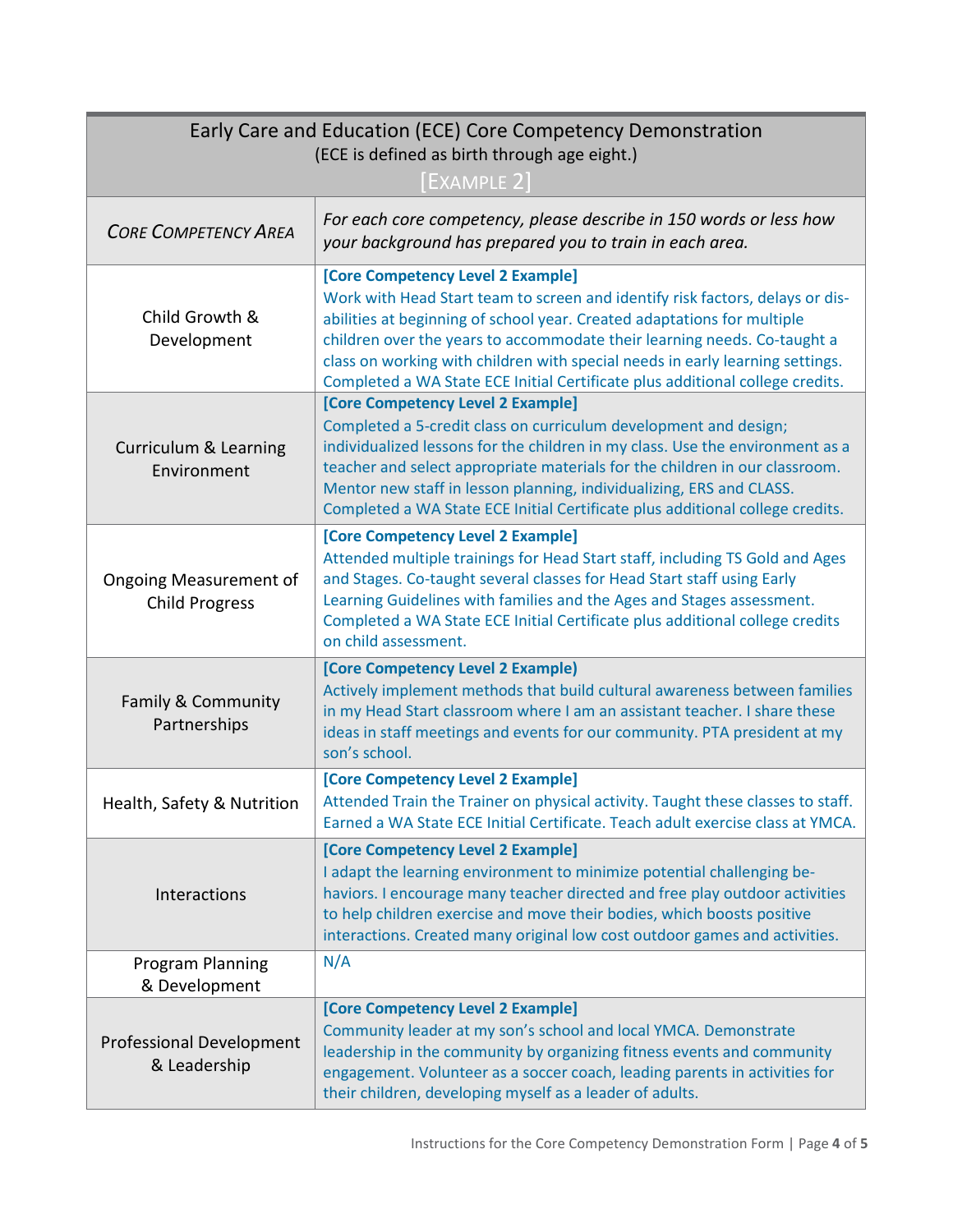| Early Care and Education (ECE) Core Competency Demonstration<br>(ECE is defined as birth through age eight.)<br>[Example 2] | |
|---|---|
| *Core Competency Area* | *For each core competency, please describe in 150 words or less how your background has prepared you to train in each area.* |
| Child Growth & Development | **[Core Competency Level 2 Example]**<br>Work with Head Start team to screen and identify risk factors, delays or disabilities at beginning of school year. Created adaptations for multiple children over the years to accommodate their learning needs. Co-taught a class on working with children with special needs in early learning settings. Completed a WA State ECE Initial Certificate plus additional college credits. |
| Curriculum & Learning Environment | **[Core Competency Level 2 Example]**<br>Completed a 5-credit class on curriculum development and design; individualized lessons for the children in my class. Use the environment as a teacher and select appropriate materials for the children in our classroom. Mentor new staff in lesson planning, individualizing, ERS and CLASS. Completed a WA State ECE Initial Certificate plus additional college credits. |
| Ongoing Measurement of Child Progress | **[Core Competency Level 2 Example]**<br>Attended multiple trainings for Head Start staff, including TS Gold and Ages and Stages. Co-taught several classes for Head Start staff using Early Learning Guidelines with families and the Ages and Stages assessment. Completed a WA State ECE Initial Certificate plus additional college credits on child assessment. |
| Family & Community Partnerships | **[Core Competency Level 2 Example)**<br>Actively implement methods that build cultural awareness between families in my Head Start classroom where I am an assistant teacher. I share these ideas in staff meetings and events for our community. PTA president at my son's school. |
| Health, Safety & Nutrition | **[Core Competency Level 2 Example]**<br>Attended Train the Trainer on physical activity. Taught these classes to staff. Earned a WA State ECE Initial Certificate. Teach adult exercise class at YMCA. |
| Interactions | **[Core Competency Level 2 Example]**<br>I adapt the learning environment to minimize potential challenging behaviors. I encourage many teacher directed and free play outdoor activities to help children exercise and move their bodies, which boosts positive interactions. Created many original low cost outdoor games and activities. |
| Program Planning & Development | N/A |
| Professional Development & Leadership | **[Core Competency Level 2 Example]**<br>Community leader at my son's school and local YMCA. Demonstrate leadership in the community by organizing fitness events and community engagement. Volunteer as a soccer coach, leading parents in activities for their children, developing myself as a leader of adults. |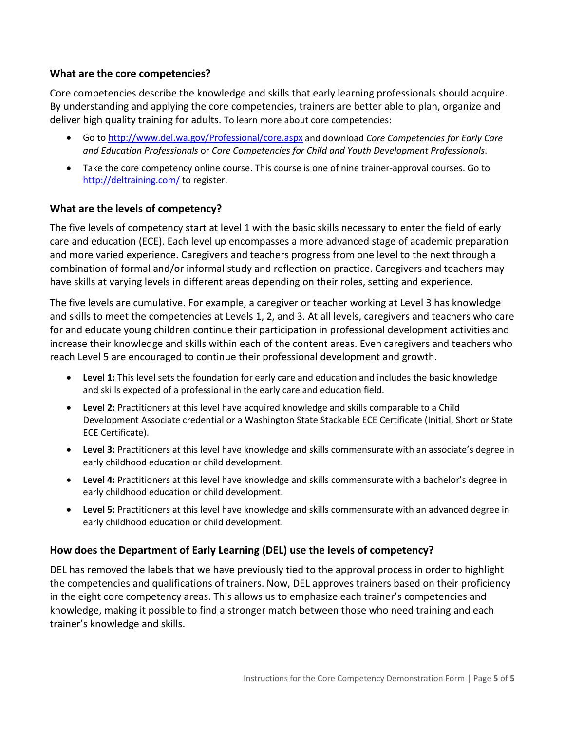### What are the core competencies?

Core competencies describe the knowledge and skills that early learning professionals should acquire. By understanding and applying the core competencies, trainers are better able to plan, organize and deliver high quality training for adults. To learn more about core competencies:

- Go to http://www.del.wa.gov/Professional/core.aspx and download *Core Competencies for Early Care and Education Professionals* or *Core Competencies for Child and Youth Development Professionals*.
- Take the core competency online course. This course is one of nine trainer-approval courses. Go to http://deltraining.com/ to register.

### What are the levels of competency?

The five levels of competency start at level 1 with the basic skills necessary to enter the field of early care and education (ECE). Each level up encompasses a more advanced stage of academic preparation and more varied experience. Caregivers and teachers progress from one level to the next through a combination of formal and/or informal study and reflection on practice. Caregivers and teachers may have skills at varying levels in different areas depending on their roles, setting and experience.

The five levels are cumulative. For example, a caregiver or teacher working at Level 3 has knowledge and skills to meet the competencies at Levels 1, 2, and 3. At all levels, caregivers and teachers who care for and educate young children continue their participation in professional development activities and increase their knowledge and skills within each of the content areas. Even caregivers and teachers who reach Level 5 are encouraged to continue their professional development and growth.

- **Level 1:** This level sets the foundation for early care and education and includes the basic knowledge and skills expected of a professional in the early care and education field.
- **Level 2:** Practitioners at this level have acquired knowledge and skills comparable to a Child Development Associate credential or a Washington State Stackable ECE Certificate (Initial, Short or State ECE Certificate).
- **Level 3:** Practitioners at this level have knowledge and skills commensurate with an associate's degree in early childhood education or child development.
- **Level 4:** Practitioners at this level have knowledge and skills commensurate with a bachelor's degree in early childhood education or child development.
- **Level 5:** Practitioners at this level have knowledge and skills commensurate with an advanced degree in early childhood education or child development.

### How does the Department of Early Learning (DEL) use the levels of competency?

DEL has removed the labels that we have previously tied to the approval process in order to highlight the competencies and qualifications of trainers. Now, DEL approves trainers based on their proficiency in the eight core competency areas. This allows us to emphasize each trainer's competencies and knowledge, making it possible to find a stronger match between those who need training and each trainer's knowledge and skills.